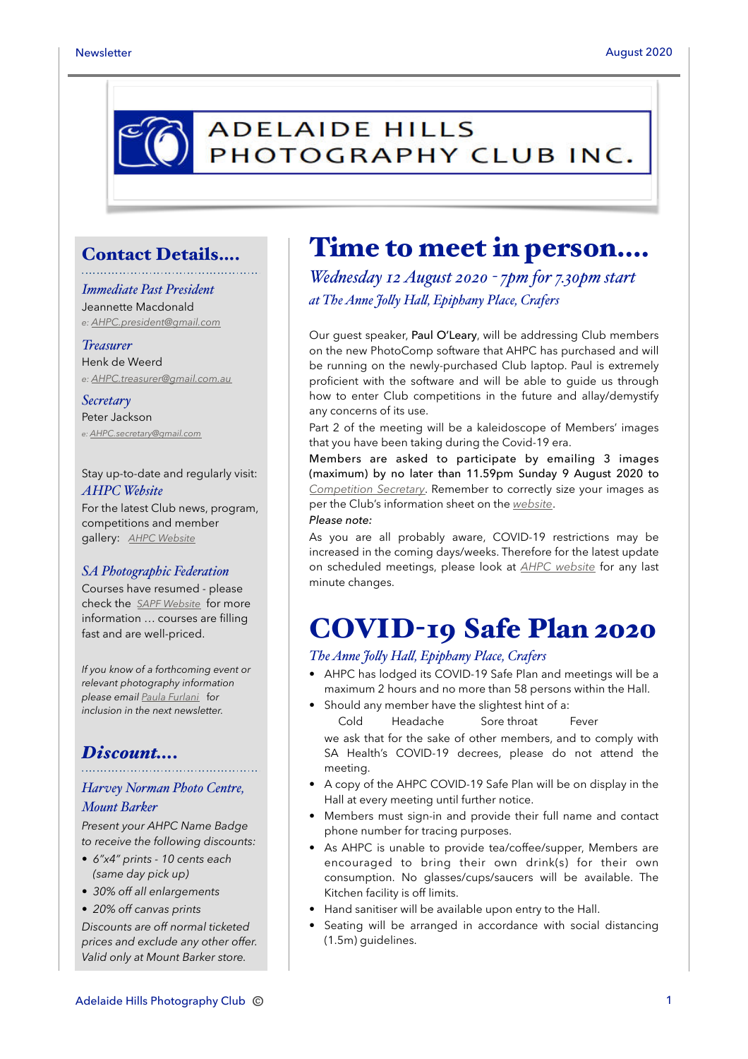# ADELAIDE HILLS PHOTOGRAPHY CLUB INC.

## Contact Details....

*Immediate Past President*
Jeannette Macdonald
e: AHPC.president@gmail.com

*Treasurer*
Henk de Weerd
e: AHPC.treasurer@gmail.com.au

*Secretary*
Peter Jackson
e: AHPC.secretary@gmail.com

Stay up-to-date and regularly visit:
*AHPC Website*
For the latest Club news, program, competitions and member gallery: AHPC Website

*SA Photographic Federation*
Courses have resumed - please check the SAPF Website for more information … courses are filling fast and are well-priced.

*If you know of a forthcoming event or relevant photography information please email Paula Furlani for inclusion in the next newsletter.*

## Discount....

*Harvey Norman Photo Centre, Mount Barker*

*Present your AHPC Name Badge to receive the following discounts:*

- *6"x4" prints - 10 cents each (same day pick up)*
- *30% off all enlargements*
- *20% off canvas prints*

*Discounts are off normal ticketed prices and exclude any other offer. Valid only at Mount Barker store.*

# Time to meet in person....

*Wednesday 12 August 2020 - 7pm for 7.30pm start*
*at The Anne Jolly Hall, Epiphany Place, Crafers*

Our guest speaker, Paul O'Leary, will be addressing Club members on the new PhotoComp software that AHPC has purchased and will be running on the newly-purchased Club laptop. Paul is extremely proficient with the software and will be able to guide us through how to enter Club competitions in the future and allay/demystify any concerns of its use.

Part 2 of the meeting will be a kaleidoscope of Members' images that you have been taking during the Covid-19 era.

Members are asked to participate by emailing 3 images (maximum) by no later than 11.59pm Sunday 9 August 2020 to Competition Secretary. Remember to correctly size your images as per the Club's information sheet on the website.

*Please note:*

As you are all probably aware, COVID-19 restrictions may be increased in the coming days/weeks. Therefore for the latest update on scheduled meetings, please look at AHPC website for any last minute changes.

# COVID-19 Safe Plan 2020

*The Anne Jolly Hall, Epiphany Place, Crafers*

- AHPC has lodged its COVID-19 Safe Plan and meetings will be a maximum 2 hours and no more than 58 persons within the Hall.
- Should any member have the slightest hint of a:

  Cold    Headache    Sore throat    Fever

  we ask that for the sake of other members, and to comply with SA Health's COVID-19 decrees, please do not attend the meeting.
- A copy of the AHPC COVID-19 Safe Plan will be on display in the Hall at every meeting until further notice.
- Members must sign-in and provide their full name and contact phone number for tracing purposes.
- As AHPC is unable to provide tea/coffee/supper, Members are encouraged to bring their own drink(s) for their own consumption. No glasses/cups/saucers will be available. The Kitchen facility is off limits.
- Hand sanitiser will be available upon entry to the Hall.
- Seating will be arranged in accordance with social distancing (1.5m) guidelines.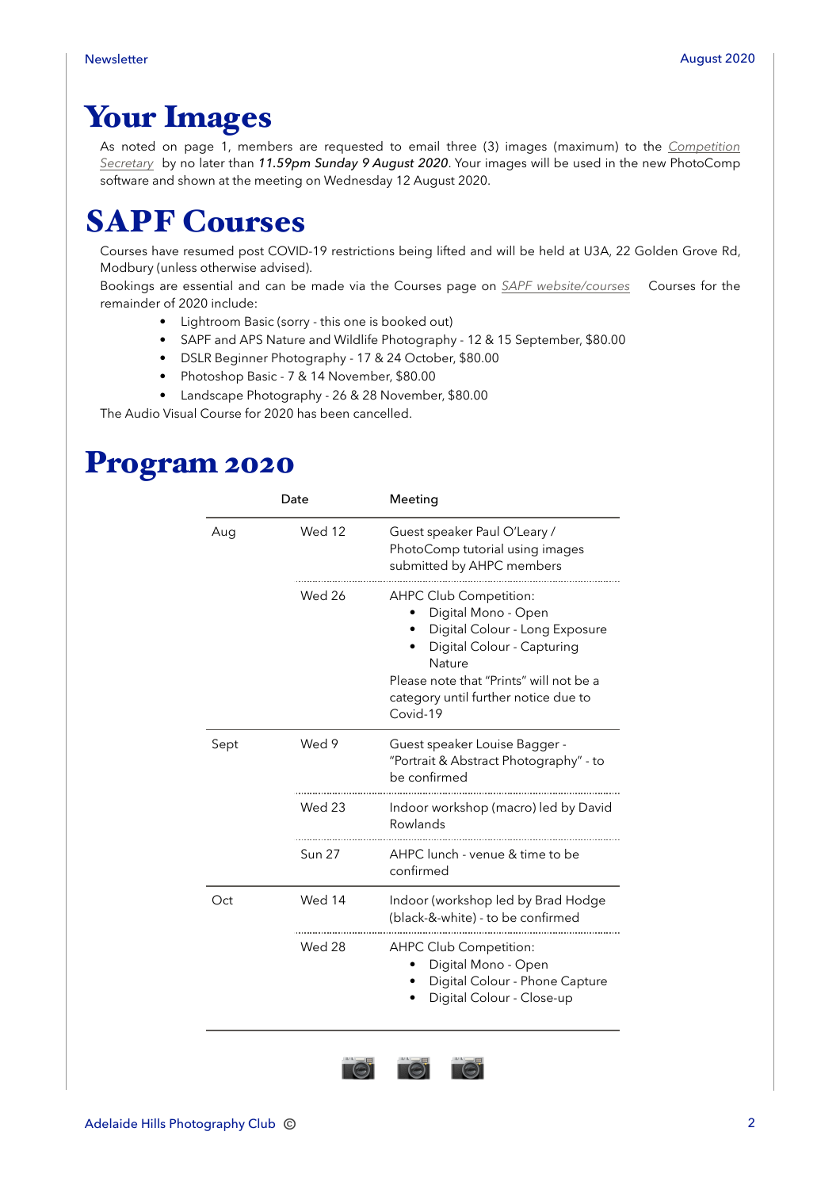# Your Images

As noted on page 1, members are requested to email three (3) images (maximum) to the [Competition Secretary]() by no later than *11.59pm Sunday 9 August 2020*. Your images will be used in the new PhotoComp software and shown at the meeting on Wednesday 12 August 2020.

# SAPF Courses

Courses have resumed post COVID-19 restrictions being lifted and will be held at U3A, 22 Golden Grove Rd, Modbury (unless otherwise advised).

Bookings are essential and can be made via the Courses page on [SAPF website/courses]() Courses for the remainder of 2020 include:

- Lightroom Basic (sorry - this one is booked out)
- SAPF and APS Nature and Wildlife Photography - 12 & 15 September, $80.00
- DSLR Beginner Photography - 17 & 24 October, $80.00
- Photoshop Basic - 7 & 14 November, $80.00
- Landscape Photography - 26 & 28 November, $80.00

The Audio Visual Course for 2020 has been cancelled.

# Program 2020

| | Date | Meeting |
|---|---|---|
| Aug | Wed 12 | Guest speaker Paul O'Leary / PhotoComp tutorial using images submitted by AHPC members |
| | Wed 26 | AHPC Club Competition:<br>• Digital Mono - Open<br>• Digital Colour - Long Exposure<br>• Digital Colour - Capturing Nature<br>Please note that "Prints" will not be a category until further notice due to Covid-19 |
| Sept | Wed 9 | Guest speaker Louise Bagger - "Portrait & Abstract Photography" - to be confirmed |
| | Wed 23 | Indoor workshop (macro) led by David Rowlands |
| | Sun 27 | AHPC lunch - venue & time to be confirmed |
| Oct | Wed 14 | Indoor (workshop led by Brad Hodge (black-&-white) - to be confirmed |
| | Wed 28 | AHPC Club Competition:<br>• Digital Mono - Open<br>• Digital Colour - Phone Capture<br>• Digital Colour - Close-up |